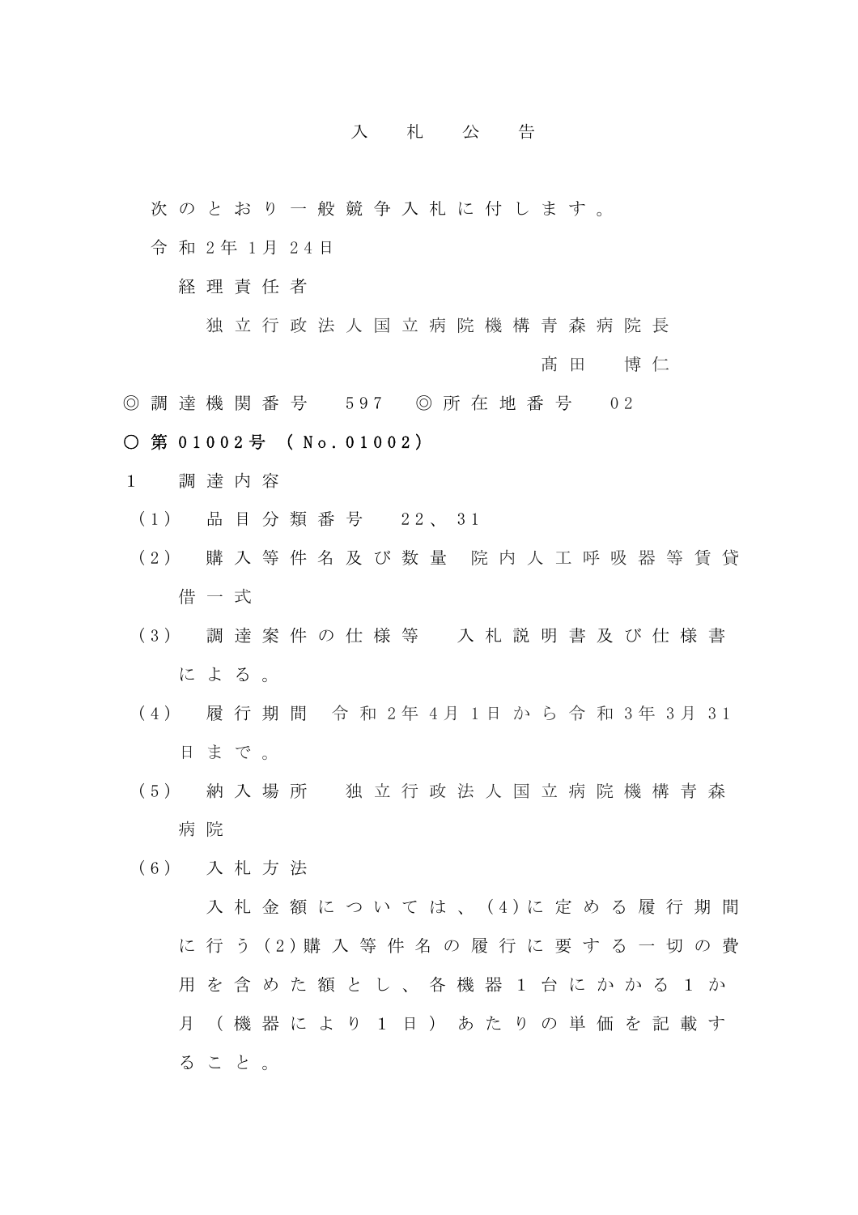# 入札公告

次のとおり一般競争入札に付します。

令和2年1月24日

経理責任者

独立行政法人国立病院機構青森病院長

髙田　博仁

◎調達機関番号　597　◎所在地番号　02

○第01002号（No.01002）

1　調達内容

（1）　品目分類番号　22、31

（2）　購入等件名及び数量　院内人工呼吸器等賃貸借一式

（3）　調達案件の仕様等　入札説明書及び仕様書による。

（4）　履行期間　令和2年4月1日から令和3年3月31日まで。

（5）　納入場所　独立行政法人国立病院機構青森病院

（6）　入札方法

入札金額については、(4)に定める履行期間に行う(2)購入等件名の履行に要する一切の費用を含めた額とし、各機器1台にかかる1か月（機器により1日）あたりの単価を記載すること。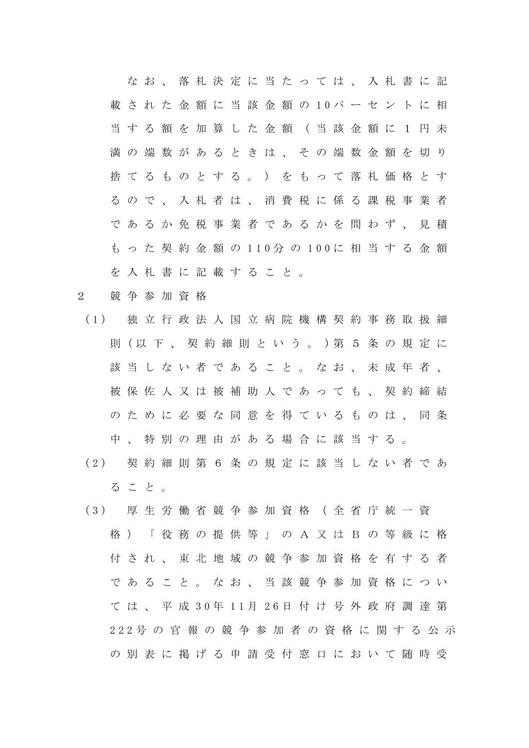なお、落札決定に当たっては、入札書に記載された金額に当該金額の10パーセントに相当する額を加算した金額（当該金額に1円未満の端数があるときは、その端数金額を切り捨てるものとする。）をもって落札価格とするので、入札者は、消費税に係る課税事業者であるか免税事業者であるかを問わず、見積もった契約金額の110分の100に相当する金額を入札書に記載すること。

2　競争参加資格

（1）　独立行政法人国立病院機構契約事務取扱細則（以下、契約細則という。）第5条の規定に該当しない者であること。なお、未成年者、被保佐人又は被補助人であっても、契約締結のために必要な同意を得ているものは、同条中、特別の理由がある場合に該当する。

（2）　契約細則第6条の規定に該当しない者であること。

（3）　厚生労働省競争参加資格（全省庁統一資格）「役務の提供等」のA又はBの等級に格付され、東北地域の競争参加資格を有する者であること。なお、当該競争参加資格については、平成30年11月26日付け号外政府調達第222号の官報の競争参加者の資格に関する公示の別表に掲げる申請受付窓口において随時受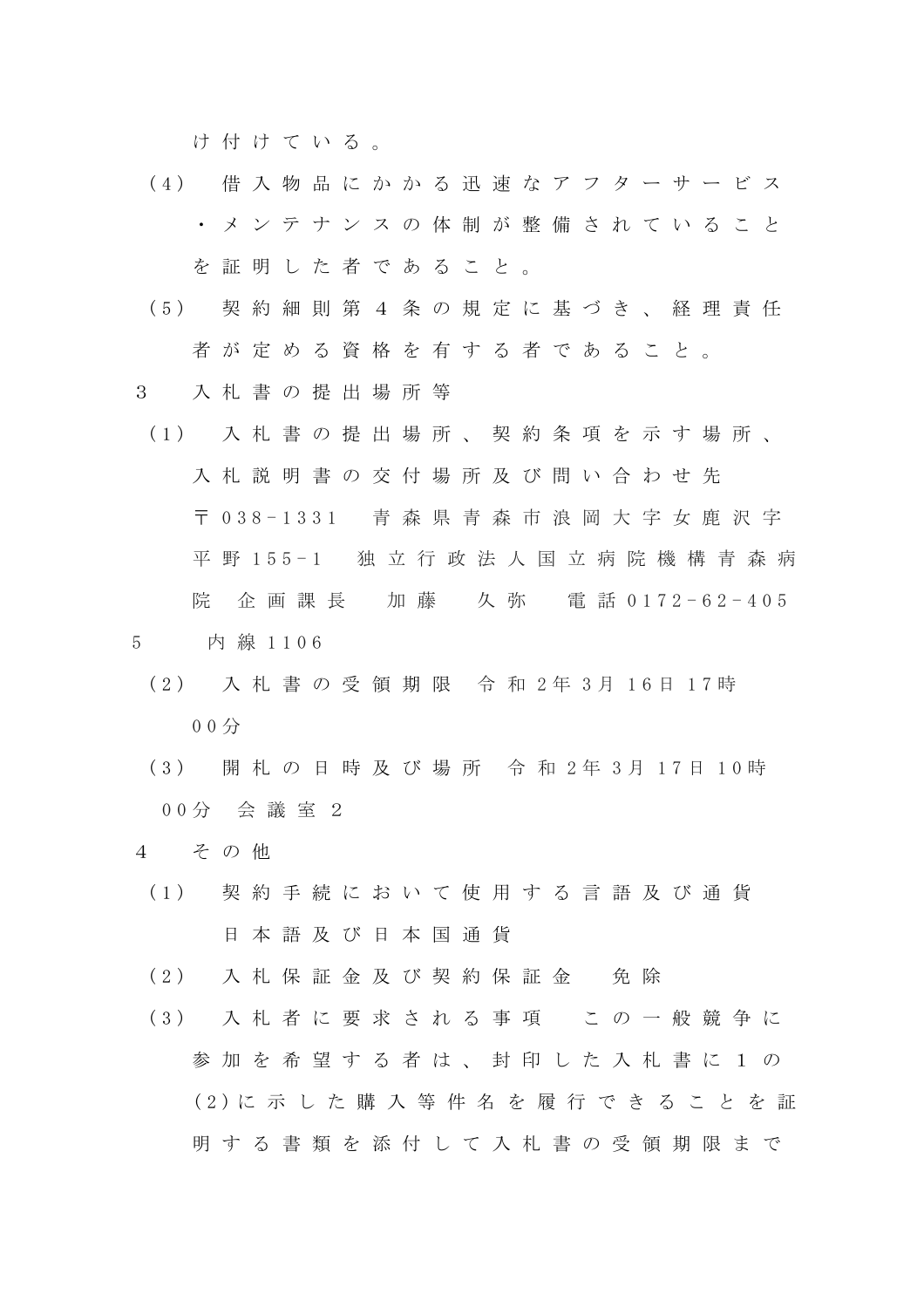け付けている。

（4） 借入物品にかかる迅速なアフターサービス・メンテナンスの体制が整備されていることを証明した者であること。

（5） 契約細則第4条の規定に基づき、経理責任者が定める資格を有する者であること。

3 入札書の提出場所等

（1） 入札書の提出場所、契約条項を示す場所、入札説明書の交付場所及び問い合わせ先
〒038-1331 青森県青森市浪岡大字女鹿沢字平野155-1 独立行政法人国立病院機構青森病院 企画課長 加藤 久弥 電話0172-62-4055 内線1106

（2） 入札書の受領期限 令和2年3月16日17時00分

（3） 開札の日時及び場所 令和2年3月17日10時00分 会議室2

4 その他

（1） 契約手続において使用する言語及び通貨
日本語及び日本国通貨

（2） 入札保証金及び契約保証金 免除

（3） 入札者に要求される事項 この一般競争に参加を希望する者は、封印した入札書に1の(2)に示した購入等件名を履行できることを証明する書類を添付して入札書の受領期限まで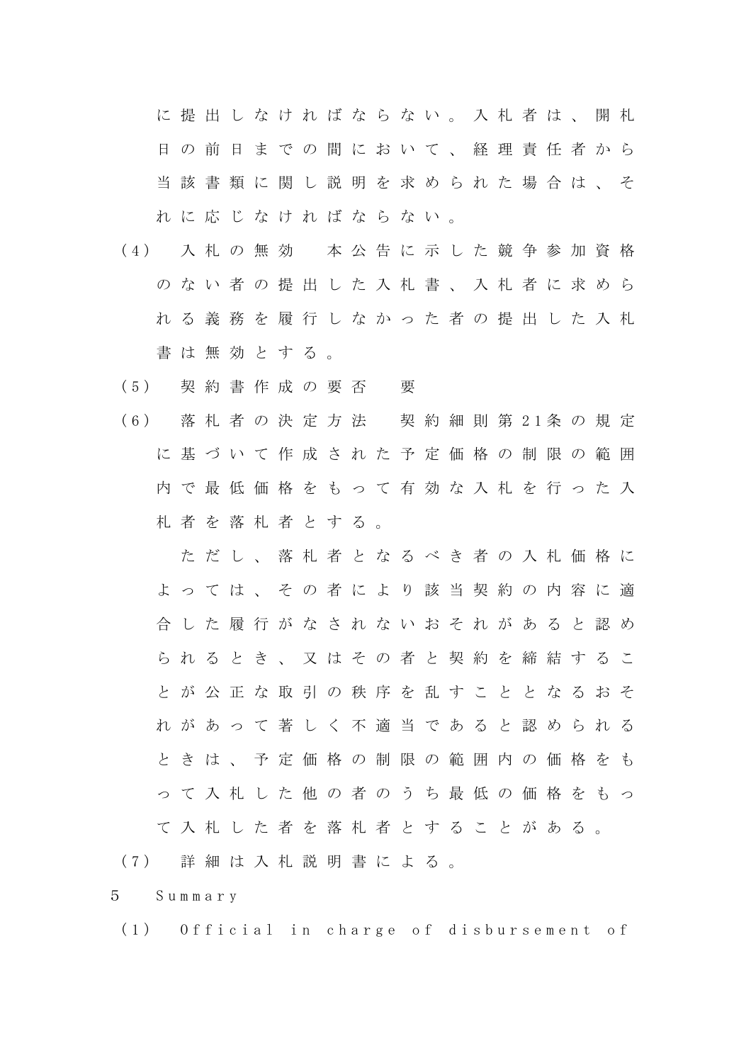に提出しなければならない。入札者は、開札日の前日までの間において、経理責任者から当該書類に関し説明を求められた場合は、それに応じなければならない。

(4) 入札の無効　本公告に示した競争参加資格のない者の提出した入札書、入札者に求められる義務を履行しなかった者の提出した入札書は無効とする。

(5) 契約書作成の要否　要

(6) 落札者の決定方法　契約細則第21条の規定に基づいて作成された予定価格の制限の範囲内で最低価格をもって有効な入札を行った入札者を落札者とする。

ただし、落札者となるべき者の入札価格によっては、その者により該当契約の内容に適合した履行がなされないおそれがあると認められるとき、又はその者と契約を締結することが公正な取引の秩序を乱すこととなるおそれがあって著しく不適当であると認められるときは、予定価格の制限の範囲内の価格をもって入札した他の者のうち最低の価格をもって入札した者を落札者とすることがある。

(7) 詳細は入札説明書による。

5 Summary

(1) Official in charge of disbursement of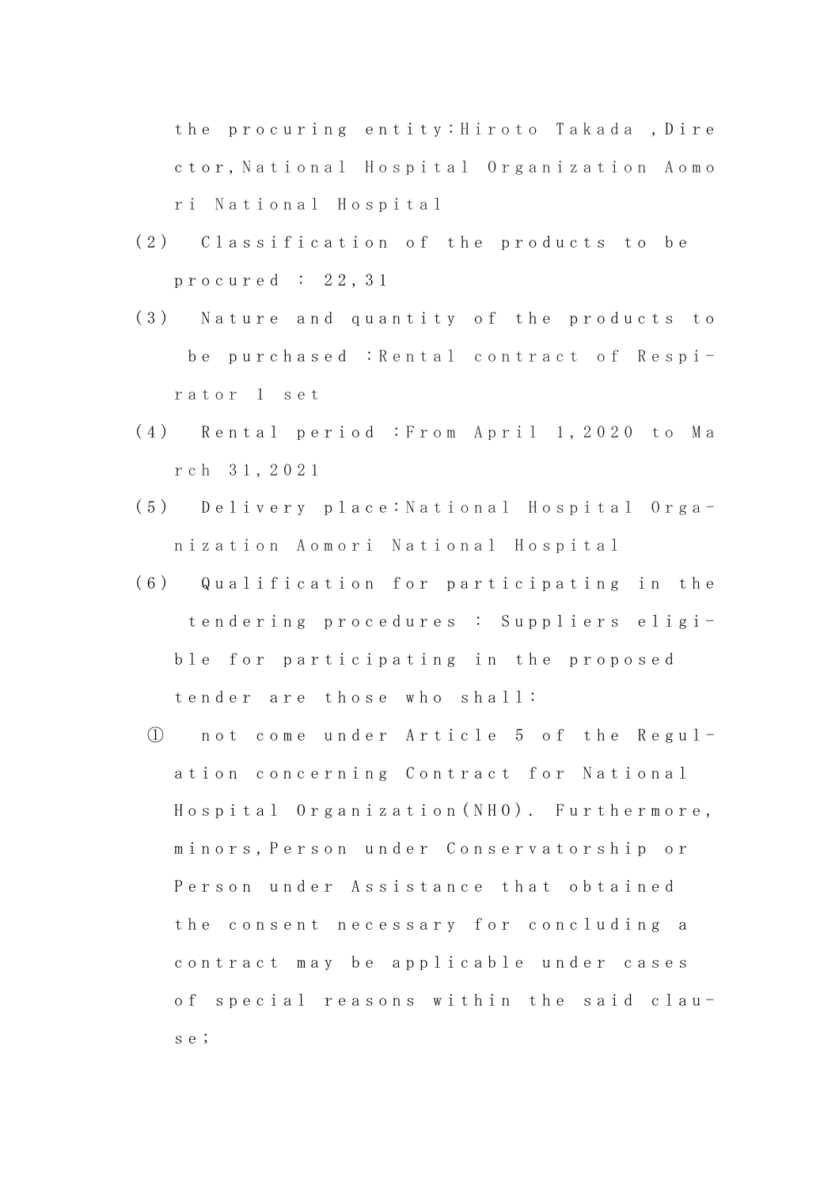the procuring entity:Hiroto Takada ,Director,National Hospital Organization Aomori National Hospital

(2) Classification of the products to be procured : 22,31

(3) Nature and quantity of the products to be purchased :Rental contract of Respirator 1 set

(4) Rental period :From April 1,2020 to March 31,2021

(5) Delivery place:National Hospital Organization Aomori National Hospital

(6) Qualification for participating in the tendering procedures : Suppliers eligible for participating in the proposed tender are those who shall:

① not come under Article 5 of the Regulation concerning Contract for National Hospital Organization(NHO). Furthermore, minors,Person under Conservatorship or Person under Assistance that obtained the consent necessary for concluding a contract may be applicable under cases of special reasons within the said clause;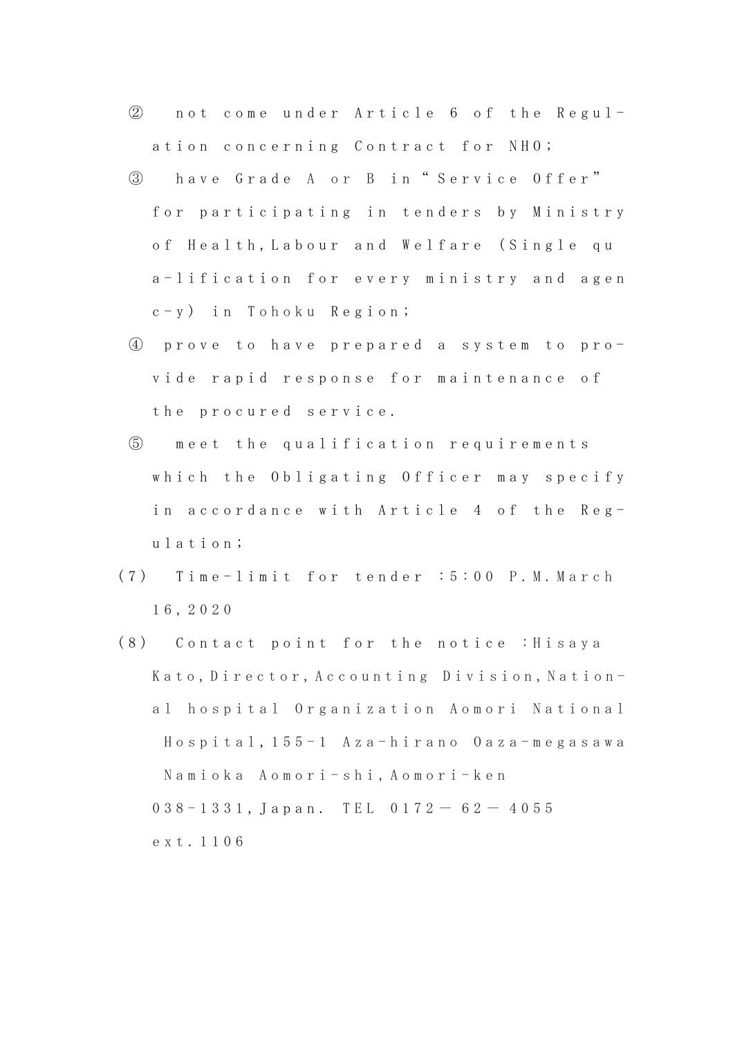② not come under Article 6 of the Regulation concerning Contract for NHO;

③ have Grade A or B in "Service Offer" for participating in tenders by Ministry of Health, Labour and Welfare (Single qualification for every ministry and agency) in Tohoku Region;

④ prove to have prepared a system to provide rapid response for maintenance of the procured service.

⑤ meet the qualification requirements which the Obligating Officer may specify in accordance with Article 4 of the Regulation;

(7) Time-limit for tender :5:00 P.M. March 16, 2020

(8) Contact point for the notice :Hisaya Kato, Director, Accounting Division, National hospital Organization Aomori National Hospital, 155-1 Aza-hirano Oaza-megasawa Namioka Aomori-shi, Aomori-ken 038-1331, Japan. TEL 0172－62－4055 ext. 1106